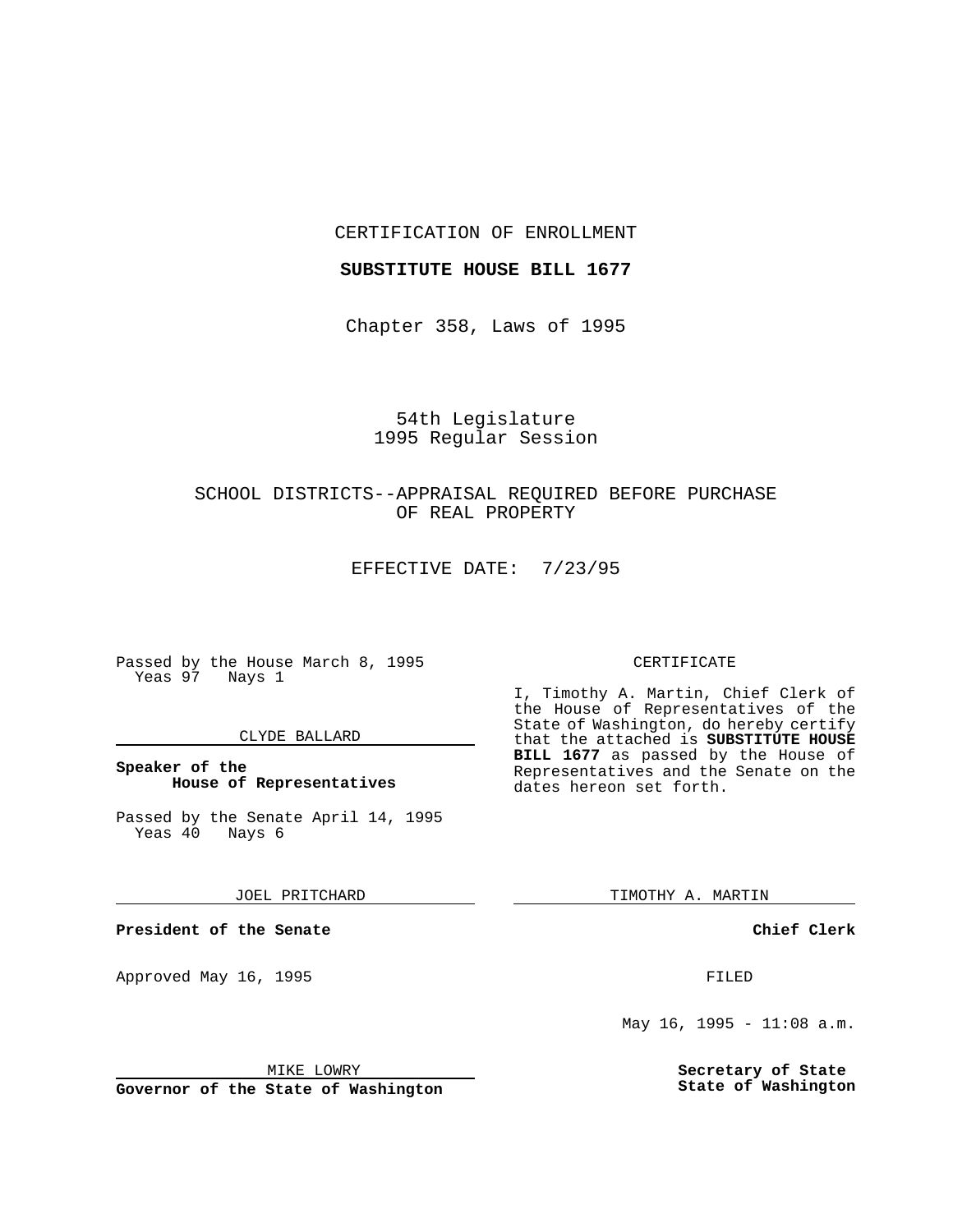CERTIFICATION OF ENROLLMENT

**SUBSTITUTE HOUSE BILL 1677**

Chapter 358, Laws of 1995

54th Legislature
1995 Regular Session

SCHOOL DISTRICTS--APPRAISAL REQUIRED BEFORE PURCHASE OF REAL PROPERTY

EFFECTIVE DATE: 7/23/95

Passed by the House March 8, 1995
Yeas 97 Nays 1

CLYDE BALLARD

**Speaker of the House of Representatives**

Passed by the Senate April 14, 1995
Yeas 40 Nays 6

JOEL PRITCHARD

**President of the Senate**

Approved May 16, 1995

MIKE LOWRY

**Governor of the State of Washington**

CERTIFICATE

I, Timothy A. Martin, Chief Clerk of the House of Representatives of the State of Washington, do hereby certify that the attached is **SUBSTITUTE HOUSE BILL 1677** as passed by the House of Representatives and the Senate on the dates hereon set forth.

TIMOTHY A. MARTIN

**Chief Clerk**

FILED

May 16, 1995 - 11:08 a.m.

**Secretary of State**
**State of Washington**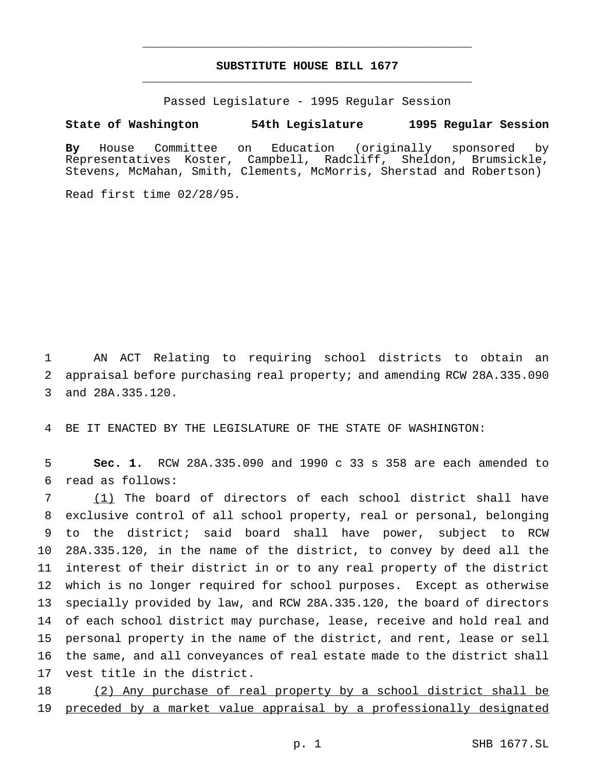# SUBSTITUTE HOUSE BILL 1677

Passed Legislature - 1995 Regular Session

**State of Washington 54th Legislature 1995 Regular Session**

**By** House Committee on Education (originally sponsored by Representatives Koster, Campbell, Radcliff, Sheldon, Brumsickle, Stevens, McMahan, Smith, Clements, McMorris, Sherstad and Robertson)

Read first time 02/28/95.

AN ACT Relating to requiring school districts to obtain an appraisal before purchasing real property; and amending RCW 28A.335.090 and 28A.335.120.

BE IT ENACTED BY THE LEGISLATURE OF THE STATE OF WASHINGTON:

**Sec. 1.** RCW 28A.335.090 and 1990 c 33 s 358 are each amended to read as follows:

(1) The board of directors of each school district shall have exclusive control of all school property, real or personal, belonging to the district; said board shall have power, subject to RCW 28A.335.120, in the name of the district, to convey by deed all the interest of their district in or to any real property of the district which is no longer required for school purposes. Except as otherwise specially provided by law, and RCW 28A.335.120, the board of directors of each school district may purchase, lease, receive and hold real and personal property in the name of the district, and rent, lease or sell the same, and all conveyances of real estate made to the district shall vest title in the district.

(2) Any purchase of real property by a school district shall be preceded by a market value appraisal by a professionally designated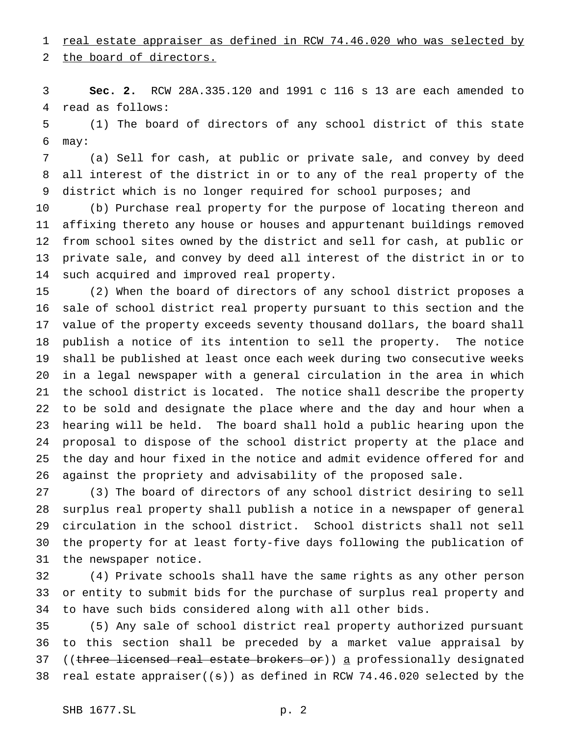real estate appraiser as defined in RCW 74.46.020 who was selected by the board of directors.

**Sec. 2.** RCW 28A.335.120 and 1991 c 116 s 13 are each amended to read as follows:

(1) The board of directors of any school district of this state may:

(a) Sell for cash, at public or private sale, and convey by deed all interest of the district in or to any of the real property of the district which is no longer required for school purposes; and

(b) Purchase real property for the purpose of locating thereon and affixing thereto any house or houses and appurtenant buildings removed from school sites owned by the district and sell for cash, at public or private sale, and convey by deed all interest of the district in or to such acquired and improved real property.

(2) When the board of directors of any school district proposes a sale of school district real property pursuant to this section and the value of the property exceeds seventy thousand dollars, the board shall publish a notice of its intention to sell the property. The notice shall be published at least once each week during two consecutive weeks in a legal newspaper with a general circulation in the area in which the school district is located. The notice shall describe the property to be sold and designate the place where and the day and hour when a hearing will be held. The board shall hold a public hearing upon the proposal to dispose of the school district property at the place and the day and hour fixed in the notice and admit evidence offered for and against the propriety and advisability of the proposed sale.

(3) The board of directors of any school district desiring to sell surplus real property shall publish a notice in a newspaper of general circulation in the school district. School districts shall not sell the property for at least forty-five days following the publication of the newspaper notice.

(4) Private schools shall have the same rights as any other person or entity to submit bids for the purchase of surplus real property and to have such bids considered along with all other bids.

(5) Any sale of school district real property authorized pursuant to this section shall be preceded by a market value appraisal by ((~~three licensed real estate brokers or~~)) a professionally designated real estate appraiser((~~s~~)) as defined in RCW 74.46.020 selected by the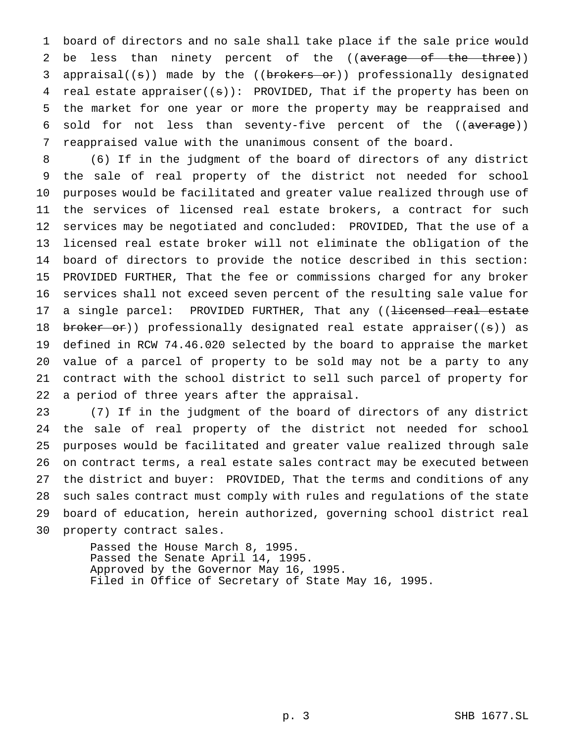board of directors and no sale shall take place if the sale price would be less than ninety percent of the ((~~average of the three~~)) appraisal((~~s~~)) made by the ((~~brokers or~~)) professionally designated real estate appraiser((~~s~~)): PROVIDED, That if the property has been on the market for one year or more the property may be reappraised and sold for not less than seventy-five percent of the ((~~average~~)) reappraised value with the unanimous consent of the board.

(6) If in the judgment of the board of directors of any district the sale of real property of the district not needed for school purposes would be facilitated and greater value realized through use of the services of licensed real estate brokers, a contract for such services may be negotiated and concluded: PROVIDED, That the use of a licensed real estate broker will not eliminate the obligation of the board of directors to provide the notice described in this section: PROVIDED FURTHER, That the fee or commissions charged for any broker services shall not exceed seven percent of the resulting sale value for a single parcel: PROVIDED FURTHER, That any ((~~licensed real estate broker or~~)) professionally designated real estate appraiser((~~s~~)) as defined in RCW 74.46.020 selected by the board to appraise the market value of a parcel of property to be sold may not be a party to any contract with the school district to sell such parcel of property for a period of three years after the appraisal.

(7) If in the judgment of the board of directors of any district the sale of real property of the district not needed for school purposes would be facilitated and greater value realized through sale on contract terms, a real estate sales contract may be executed between the district and buyer: PROVIDED, That the terms and conditions of any such sales contract must comply with rules and regulations of the state board of education, herein authorized, governing school district real property contract sales.

Passed the House March 8, 1995.
Passed the Senate April 14, 1995.
Approved by the Governor May 16, 1995.
Filed in Office of Secretary of State May 16, 1995.